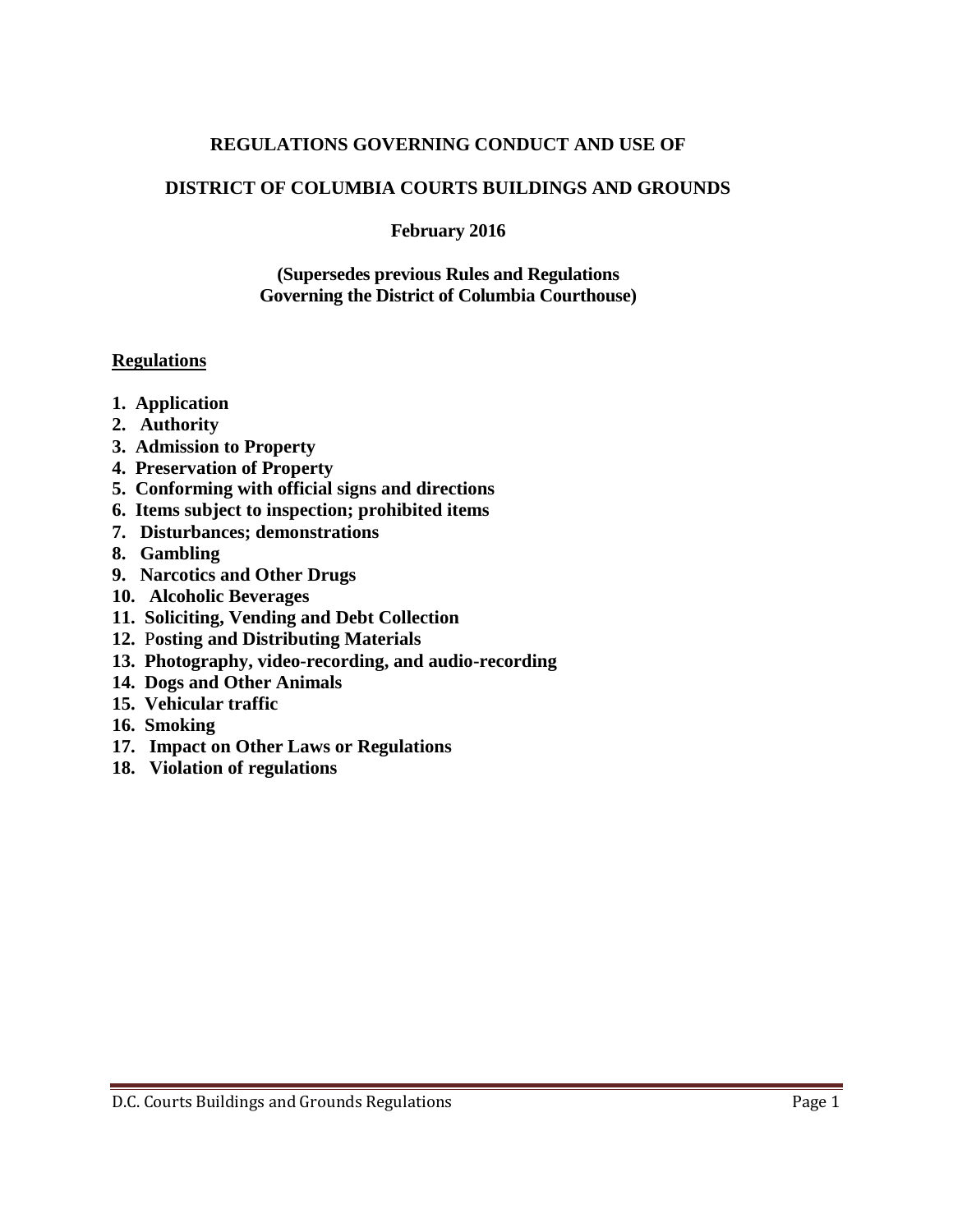# REGULATIONS GOVERNING CONDUCT AND USE OF

# DISTRICT OF COLUMBIA COURTS BUILDINGS AND GROUNDS

**February 2016**

**(Supersedes previous Rules and Regulations Governing the District of Columbia Courthouse)**

## Regulations

1. **Application**
2. **Authority**
3. **Admission to Property**
4. **Preservation of Property**
5. **Conforming with official signs and directions**
6. **Items subject to inspection; prohibited items**
7. **Disturbances; demonstrations**
8. **Gambling**
9. **Narcotics and Other Drugs**
10. **Alcoholic Beverages**
11. **Soliciting, Vending and Debt Collection**
12. **Posting and Distributing Materials**
13. **Photography, video-recording, and audio-recording**
14. **Dogs and Other Animals**
15. **Vehicular traffic**
16. **Smoking**
17. **Impact on Other Laws or Regulations**
18. **Violation of regulations**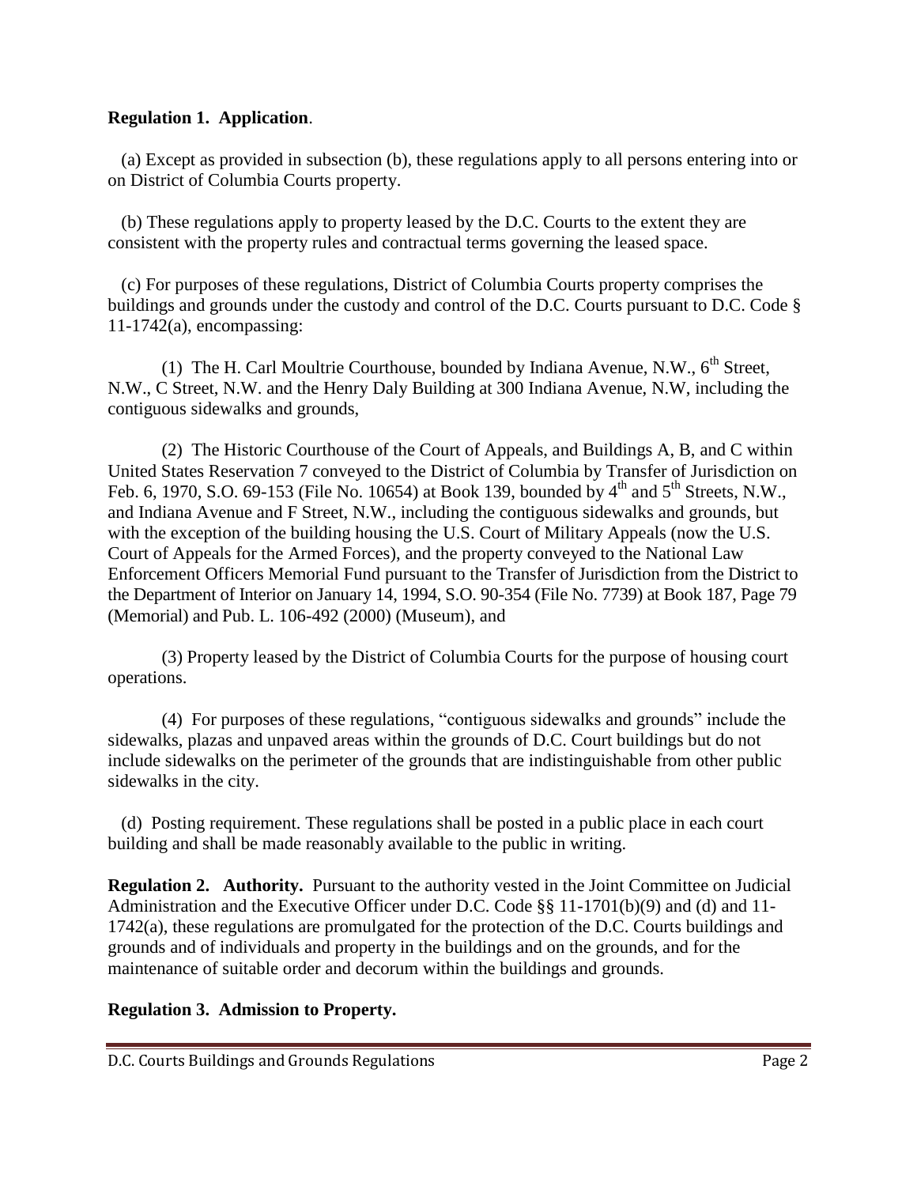**Regulation 1. Application**.

(a) Except as provided in subsection (b), these regulations apply to all persons entering into or on District of Columbia Courts property.

(b) These regulations apply to property leased by the D.C. Courts to the extent they are consistent with the property rules and contractual terms governing the leased space.

(c) For purposes of these regulations, District of Columbia Courts property comprises the buildings and grounds under the custody and control of the D.C. Courts pursuant to D.C. Code § 11-1742(a), encompassing:

(1) The H. Carl Moultrie Courthouse, bounded by Indiana Avenue, N.W., 6th Street, N.W., C Street, N.W. and the Henry Daly Building at 300 Indiana Avenue, N.W, including the contiguous sidewalks and grounds,

(2) The Historic Courthouse of the Court of Appeals, and Buildings A, B, and C within United States Reservation 7 conveyed to the District of Columbia by Transfer of Jurisdiction on Feb. 6, 1970, S.O. 69-153 (File No. 10654) at Book 139, bounded by 4th and 5th Streets, N.W., and Indiana Avenue and F Street, N.W., including the contiguous sidewalks and grounds, but with the exception of the building housing the U.S. Court of Military Appeals (now the U.S. Court of Appeals for the Armed Forces), and the property conveyed to the National Law Enforcement Officers Memorial Fund pursuant to the Transfer of Jurisdiction from the District to the Department of Interior on January 14, 1994, S.O. 90-354 (File No. 7739) at Book 187, Page 79 (Memorial) and Pub. L. 106-492 (2000) (Museum), and

(3) Property leased by the District of Columbia Courts for the purpose of housing court operations.

(4) For purposes of these regulations, "contiguous sidewalks and grounds" include the sidewalks, plazas and unpaved areas within the grounds of D.C. Court buildings but do not include sidewalks on the perimeter of the grounds that are indistinguishable from other public sidewalks in the city.

(d) Posting requirement. These regulations shall be posted in a public place in each court building and shall be made reasonably available to the public in writing.

**Regulation 2. Authority.** Pursuant to the authority vested in the Joint Committee on Judicial Administration and the Executive Officer under D.C. Code §§ 11-1701(b)(9) and (d) and 11-1742(a), these regulations are promulgated for the protection of the D.C. Courts buildings and grounds and of individuals and property in the buildings and on the grounds, and for the maintenance of suitable order and decorum within the buildings and grounds.

**Regulation 3. Admission to Property.**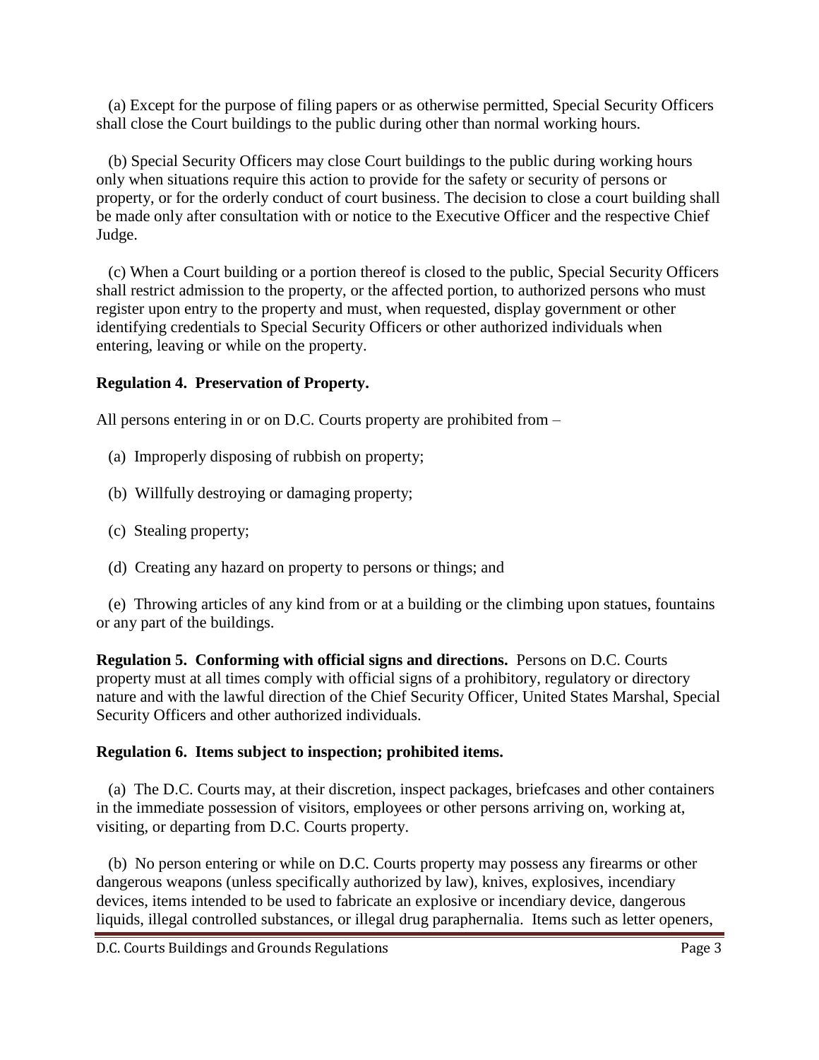(a) Except for the purpose of filing papers or as otherwise permitted, Special Security Officers shall close the Court buildings to the public during other than normal working hours.

(b) Special Security Officers may close Court buildings to the public during working hours only when situations require this action to provide for the safety or security of persons or property, or for the orderly conduct of court business. The decision to close a court building shall be made only after consultation with or notice to the Executive Officer and the respective Chief Judge.

(c) When a Court building or a portion thereof is closed to the public, Special Security Officers shall restrict admission to the property, or the affected portion, to authorized persons who must register upon entry to the property and must, when requested, display government or other identifying credentials to Special Security Officers or other authorized individuals when entering, leaving or while on the property.

**Regulation 4. Preservation of Property.**

All persons entering in or on D.C. Courts property are prohibited from –

(a) Improperly disposing of rubbish on property;

(b) Willfully destroying or damaging property;

(c) Stealing property;

(d) Creating any hazard on property to persons or things; and

(e) Throwing articles of any kind from or at a building or the climbing upon statues, fountains or any part of the buildings.

**Regulation 5. Conforming with official signs and directions.** Persons on D.C. Courts property must at all times comply with official signs of a prohibitory, regulatory or directory nature and with the lawful direction of the Chief Security Officer, United States Marshal, Special Security Officers and other authorized individuals.

**Regulation 6. Items subject to inspection; prohibited items.**

(a) The D.C. Courts may, at their discretion, inspect packages, briefcases and other containers in the immediate possession of visitors, employees or other persons arriving on, working at, visiting, or departing from D.C. Courts property.

(b) No person entering or while on D.C. Courts property may possess any firearms or other dangerous weapons (unless specifically authorized by law), knives, explosives, incendiary devices, items intended to be used to fabricate an explosive or incendiary device, dangerous liquids, illegal controlled substances, or illegal drug paraphernalia. Items such as letter openers,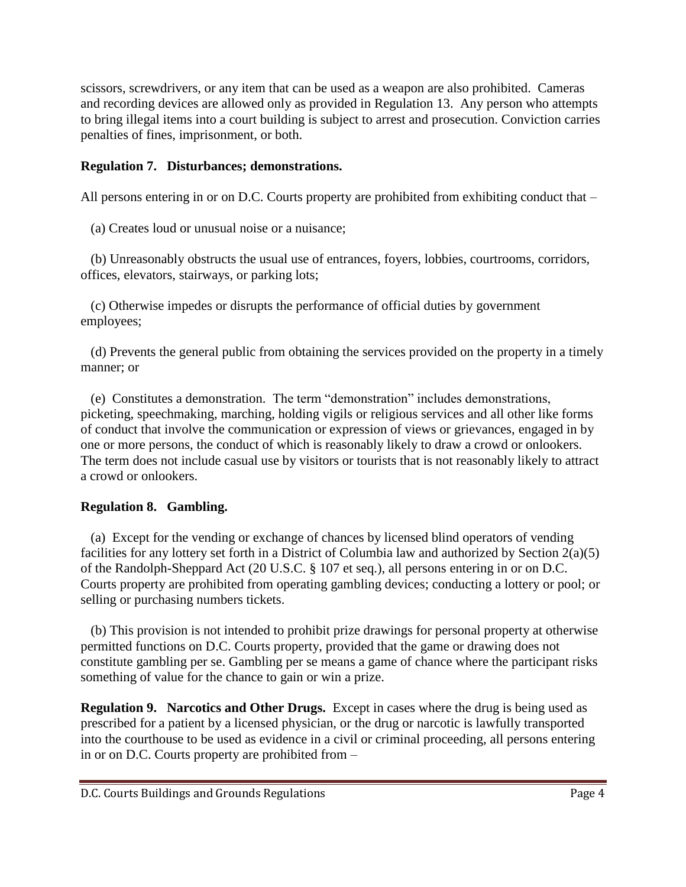scissors, screwdrivers, or any item that can be used as a weapon are also prohibited. Cameras and recording devices are allowed only as provided in Regulation 13. Any person who attempts to bring illegal items into a court building is subject to arrest and prosecution. Conviction carries penalties of fines, imprisonment, or both.

**Regulation 7. Disturbances; demonstrations.**

All persons entering in or on D.C. Courts property are prohibited from exhibiting conduct that –

(a) Creates loud or unusual noise or a nuisance;

(b) Unreasonably obstructs the usual use of entrances, foyers, lobbies, courtrooms, corridors, offices, elevators, stairways, or parking lots;

(c) Otherwise impedes or disrupts the performance of official duties by government employees;

(d) Prevents the general public from obtaining the services provided on the property in a timely manner; or

(e) Constitutes a demonstration. The term "demonstration" includes demonstrations, picketing, speechmaking, marching, holding vigils or religious services and all other like forms of conduct that involve the communication or expression of views or grievances, engaged in by one or more persons, the conduct of which is reasonably likely to draw a crowd or onlookers. The term does not include casual use by visitors or tourists that is not reasonably likely to attract a crowd or onlookers.

**Regulation 8. Gambling.**

(a) Except for the vending or exchange of chances by licensed blind operators of vending facilities for any lottery set forth in a District of Columbia law and authorized by Section 2(a)(5) of the Randolph-Sheppard Act (20 U.S.C. § 107 et seq.), all persons entering in or on D.C. Courts property are prohibited from operating gambling devices; conducting a lottery or pool; or selling or purchasing numbers tickets.

(b) This provision is not intended to prohibit prize drawings for personal property at otherwise permitted functions on D.C. Courts property, provided that the game or drawing does not constitute gambling per se. Gambling per se means a game of chance where the participant risks something of value for the chance to gain or win a prize.

**Regulation 9. Narcotics and Other Drugs.** Except in cases where the drug is being used as prescribed for a patient by a licensed physician, or the drug or narcotic is lawfully transported into the courthouse to be used as evidence in a civil or criminal proceeding, all persons entering in or on D.C. Courts property are prohibited from –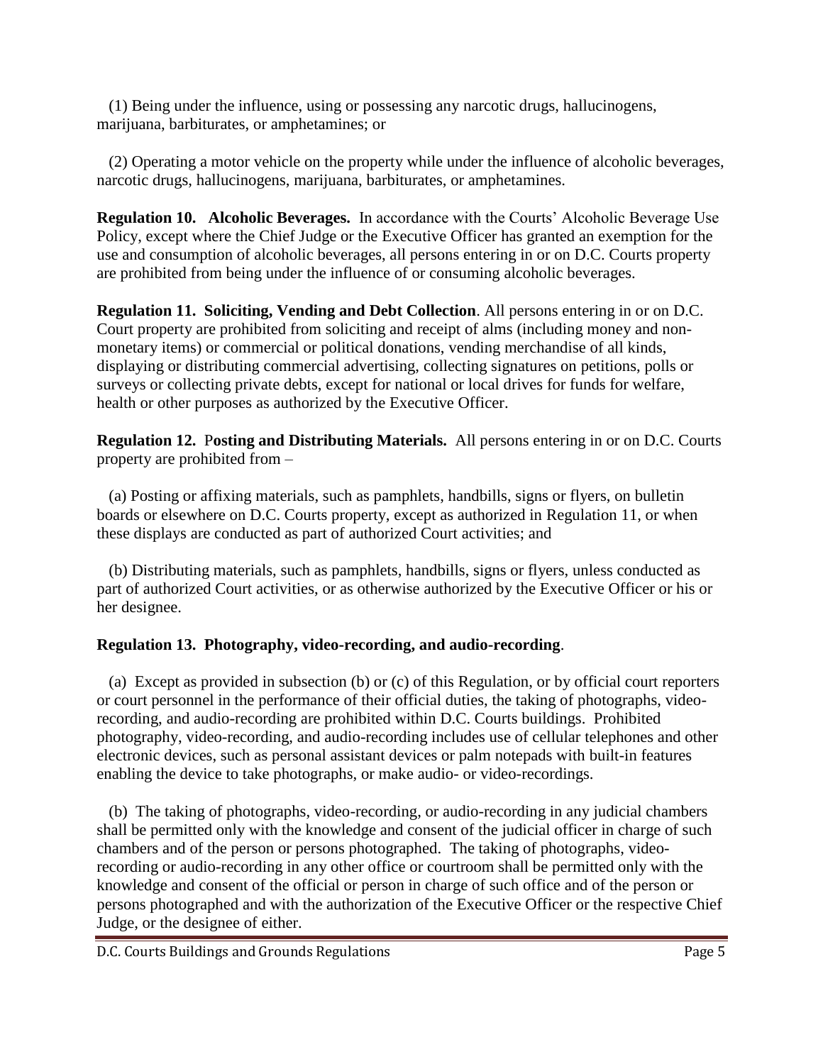(1) Being under the influence, using or possessing any narcotic drugs, hallucinogens, marijuana, barbiturates, or amphetamines; or

(2) Operating a motor vehicle on the property while under the influence of alcoholic beverages, narcotic drugs, hallucinogens, marijuana, barbiturates, or amphetamines.

**Regulation 10. Alcoholic Beverages.** In accordance with the Courts' Alcoholic Beverage Use Policy, except where the Chief Judge or the Executive Officer has granted an exemption for the use and consumption of alcoholic beverages, all persons entering in or on D.C. Courts property are prohibited from being under the influence of or consuming alcoholic beverages.

**Regulation 11. Soliciting, Vending and Debt Collection**. All persons entering in or on D.C. Court property are prohibited from soliciting and receipt of alms (including money and non-monetary items) or commercial or political donations, vending merchandise of all kinds, displaying or distributing commercial advertising, collecting signatures on petitions, polls or surveys or collecting private debts, except for national or local drives for funds for welfare, health or other purposes as authorized by the Executive Officer.

**Regulation 12. Posting and Distributing Materials.** All persons entering in or on D.C. Courts property are prohibited from –

(a) Posting or affixing materials, such as pamphlets, handbills, signs or flyers, on bulletin boards or elsewhere on D.C. Courts property, except as authorized in Regulation 11, or when these displays are conducted as part of authorized Court activities; and

(b) Distributing materials, such as pamphlets, handbills, signs or flyers, unless conducted as part of authorized Court activities, or as otherwise authorized by the Executive Officer or his or her designee.

**Regulation 13. Photography, video-recording, and audio-recording**.

(a) Except as provided in subsection (b) or (c) of this Regulation, or by official court reporters or court personnel in the performance of their official duties, the taking of photographs, video-recording, and audio-recording are prohibited within D.C. Courts buildings. Prohibited photography, video-recording, and audio-recording includes use of cellular telephones and other electronic devices, such as personal assistant devices or palm notepads with built-in features enabling the device to take photographs, or make audio- or video-recordings.

(b) The taking of photographs, video-recording, or audio-recording in any judicial chambers shall be permitted only with the knowledge and consent of the judicial officer in charge of such chambers and of the person or persons photographed. The taking of photographs, video-recording or audio-recording in any other office or courtroom shall be permitted only with the knowledge and consent of the official or person in charge of such office and of the person or persons photographed and with the authorization of the Executive Officer or the respective Chief Judge, or the designee of either.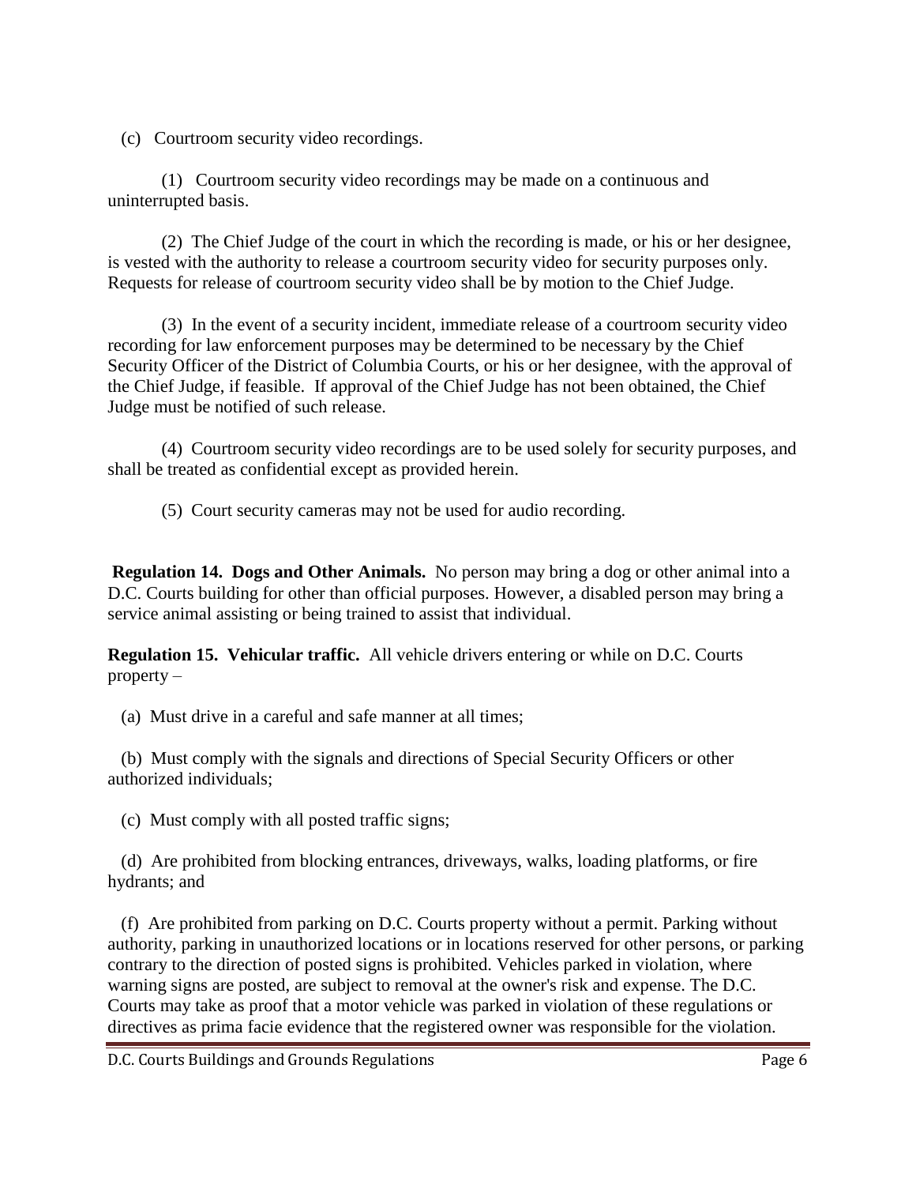(c) Courtroom security video recordings.

(1) Courtroom security video recordings may be made on a continuous and uninterrupted basis.

(2) The Chief Judge of the court in which the recording is made, or his or her designee, is vested with the authority to release a courtroom security video for security purposes only. Requests for release of courtroom security video shall be by motion to the Chief Judge.

(3) In the event of a security incident, immediate release of a courtroom security video recording for law enforcement purposes may be determined to be necessary by the Chief Security Officer of the District of Columbia Courts, or his or her designee, with the approval of the Chief Judge, if feasible. If approval of the Chief Judge has not been obtained, the Chief Judge must be notified of such release.

(4) Courtroom security video recordings are to be used solely for security purposes, and shall be treated as confidential except as provided herein.

(5) Court security cameras may not be used for audio recording.

**Regulation 14. Dogs and Other Animals.** No person may bring a dog or other animal into a D.C. Courts building for other than official purposes. However, a disabled person may bring a service animal assisting or being trained to assist that individual.

**Regulation 15. Vehicular traffic.** All vehicle drivers entering or while on D.C. Courts property –

(a) Must drive in a careful and safe manner at all times;

(b) Must comply with the signals and directions of Special Security Officers or other authorized individuals;

(c) Must comply with all posted traffic signs;

(d) Are prohibited from blocking entrances, driveways, walks, loading platforms, or fire hydrants; and

(f) Are prohibited from parking on D.C. Courts property without a permit. Parking without authority, parking in unauthorized locations or in locations reserved for other persons, or parking contrary to the direction of posted signs is prohibited. Vehicles parked in violation, where warning signs are posted, are subject to removal at the owner's risk and expense. The D.C. Courts may take as proof that a motor vehicle was parked in violation of these regulations or directives as prima facie evidence that the registered owner was responsible for the violation.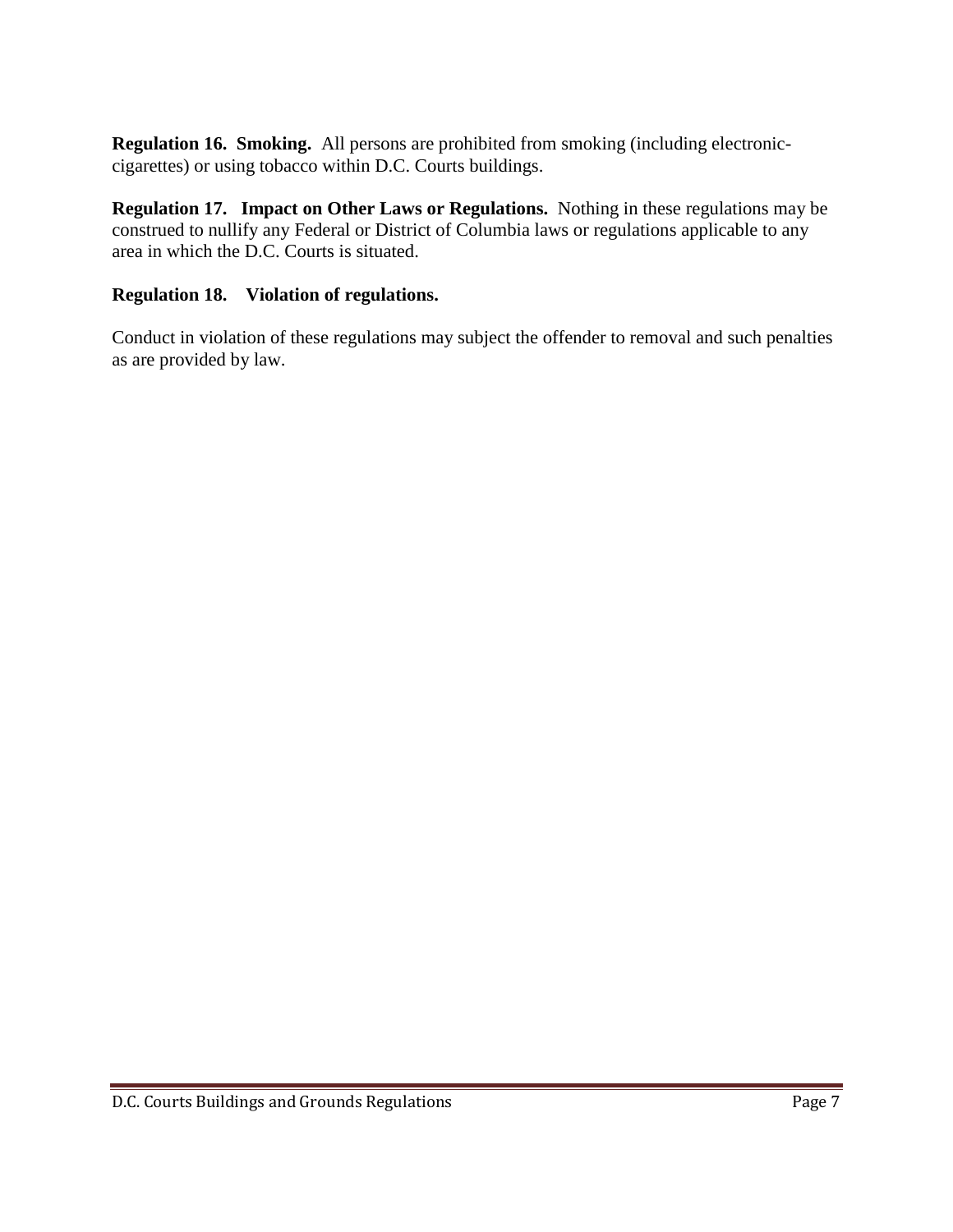**Regulation 16. Smoking.** All persons are prohibited from smoking (including electronic-cigarettes) or using tobacco within D.C. Courts buildings.

**Regulation 17. Impact on Other Laws or Regulations.** Nothing in these regulations may be construed to nullify any Federal or District of Columbia laws or regulations applicable to any area in which the D.C. Courts is situated.

**Regulation 18. Violation of regulations.**

Conduct in violation of these regulations may subject the offender to removal and such penalties as are provided by law.